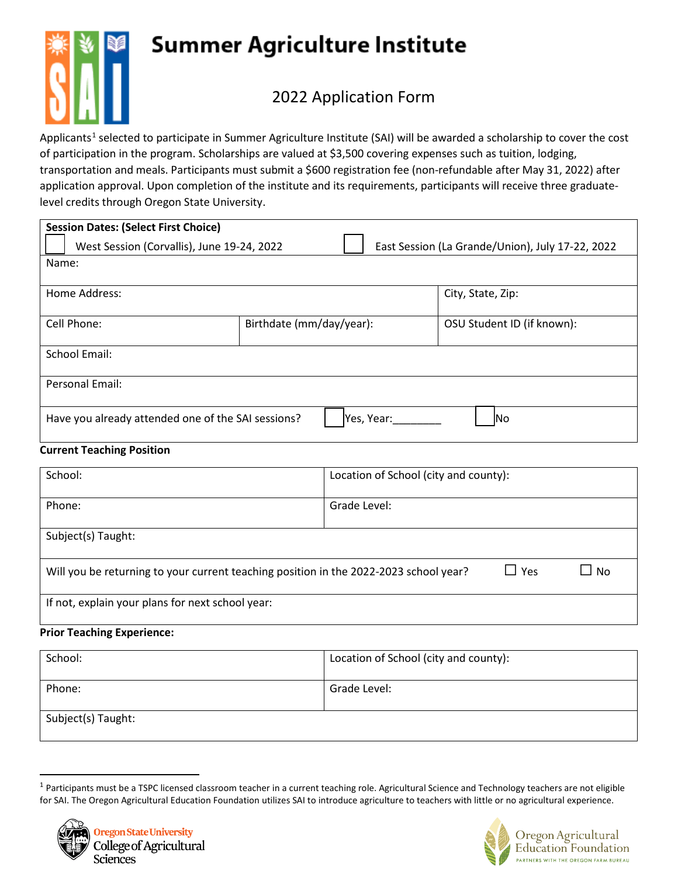# Summer Agriculture Institute

## 2022 Application Form

Applicants[1] selected to participate in Summer Agriculture Institute (SAI) will be awarded a scholarship to cover the cost of participation in the program. Scholarships are valued at $3,500 covering expenses such as tuition, lodging, transportation and meals. Participants must submit a $600 registration fee (non-refundable after May 31, 2022) after application approval. Upon completion of the institute and its requirements, participants will receive three graduate-level credits through Oregon State University.

| **Session Dates: (Select First Choice)** | | |
|---|---|---|
| ☐ West Session (Corvallis), June 19-24, 2022 | ☐ East Session (La Grande/Union), July 17-22, 2022 | |
| Name: | | |
| Home Address: | | City, State, Zip: |
| Cell Phone: | Birthdate (mm/day/year): | OSU Student ID (if known): |
| School Email: | | |
| Personal Email: | | |
| Have you already attended one of the SAI sessions? | ☐ Yes, Year:________ | ☐ No |

**Current Teaching Position**

| School: | Location of School (city and county): |
|---|---|
| Phone: | Grade Level: |
| Subject(s) Taught: | |
| Will you be returning to your current teaching position in the 2022-2023 school year? | ☐ Yes ☐ No |
| If not, explain your plans for next school year: | |

**Prior Teaching Experience:**

| School: | Location of School (city and county): |
|---|---|
| Phone: | Grade Level: |
| Subject(s) Taught: | |

[1] Participants must be a TSPC licensed classroom teacher in a current teaching role. Agricultural Science and Technology teachers are not eligible for SAI. The Oregon Agricultural Education Foundation utilizes SAI to introduce agriculture to teachers with little or no agricultural experience.

Oregon State University College of Agricultural Sciences

Oregon Agricultural Education Foundation — PARTNERS WITH THE OREGON FARM BUREAU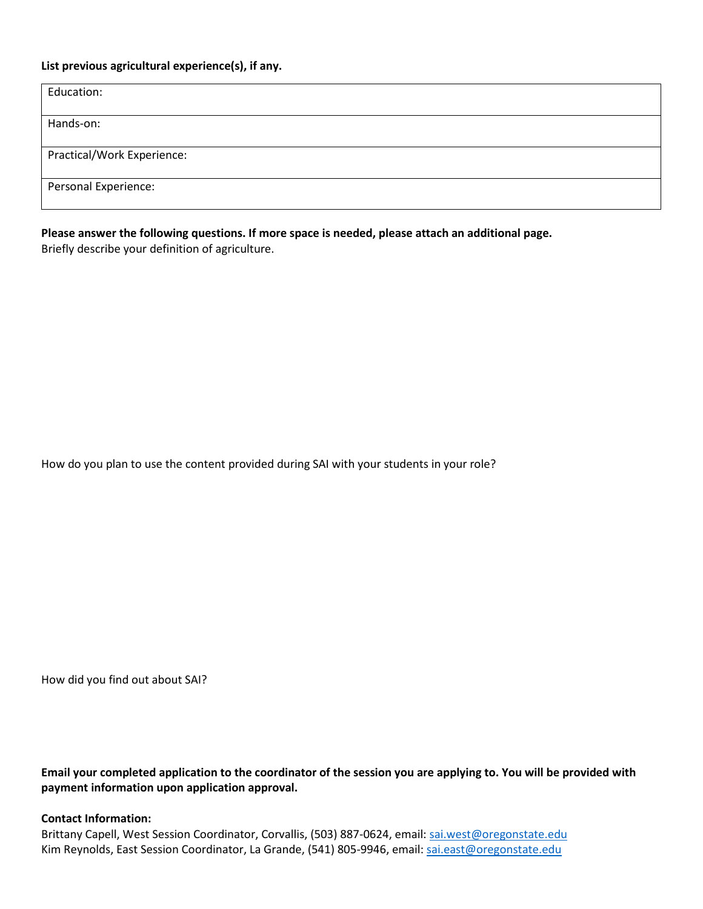**List previous agricultural experience(s), if any.**

| |
|---|
| Education: |
| Hands-on: |
| Practical/Work Experience: |
| Personal Experience: |

**Please answer the following questions. If more space is needed, please attach an additional page.**

Briefly describe your definition of agriculture.

How do you plan to use the content provided during SAI with your students in your role?

How did you find out about SAI?

**Email your completed application to the coordinator of the session you are applying to. You will be provided with payment information upon application approval.**

**Contact Information:**

Brittany Capell, West Session Coordinator, Corvallis, (503) 887-0624, email: sai.west@oregonstate.edu

Kim Reynolds, East Session Coordinator, La Grande, (541) 805-9946, email: sai.east@oregonstate.edu